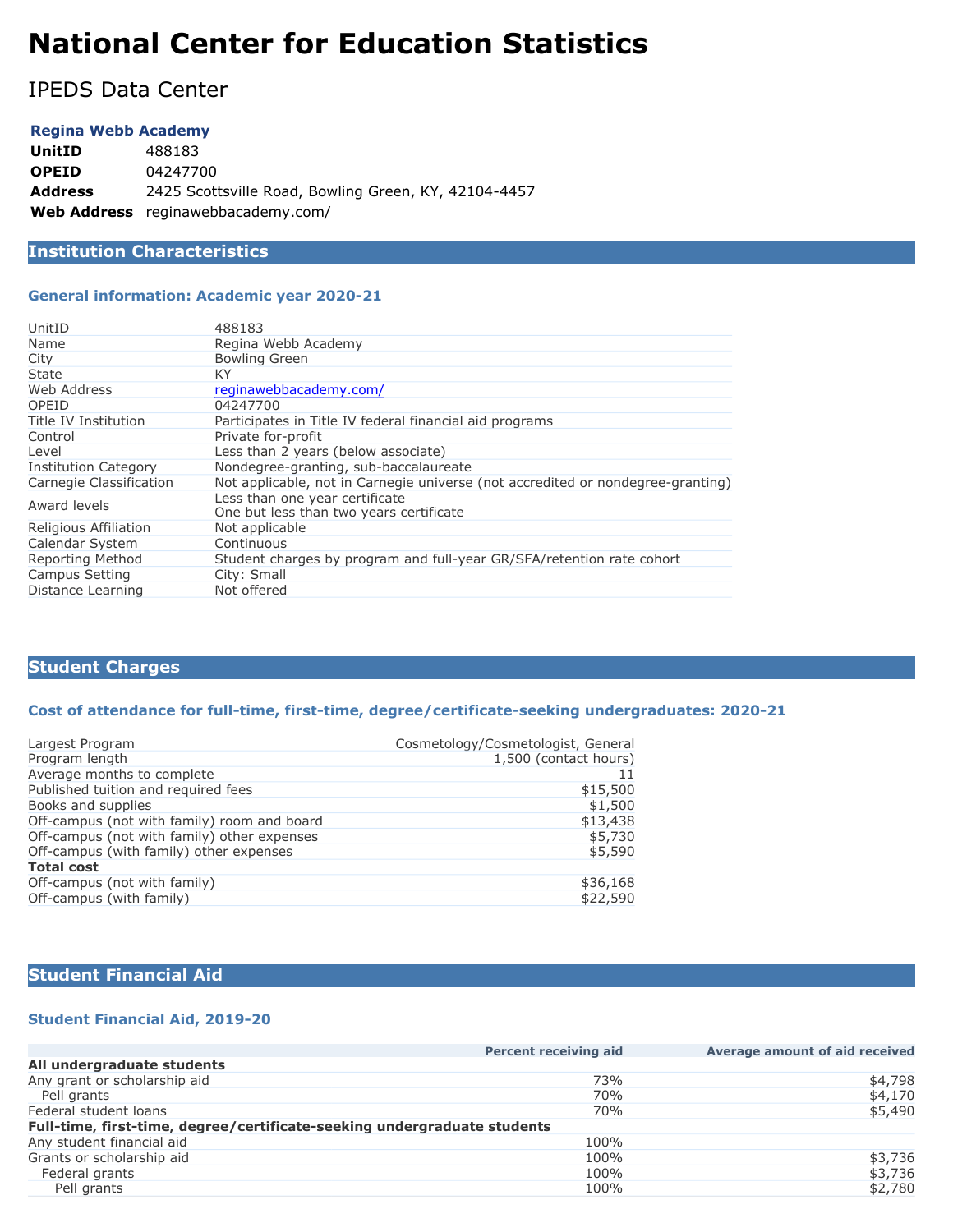# National Center for Education Statistics

## IPEDS Data Center

**Regina Webb Academy**

| | |
|---|---|
| **UnitID** | 488183 |
| **OPEID** | 04247700 |
| **Address** | 2425 Scottsville Road, Bowling Green, KY, 42104-4457 |
| **Web Address** | reginawebbacademy.com/ |

## Institution Characteristics

### General information: Academic year 2020-21

| | |
|---|---|
| UnitID | 488183 |
| Name | Regina Webb Academy |
| City | Bowling Green |
| State | KY |
| Web Address | reginawebbacademy.com/ |
| OPEID | 04247700 |
| Title IV Institution | Participates in Title IV federal financial aid programs |
| Control | Private for-profit |
| Level | Less than 2 years (below associate) |
| Institution Category | Nondegree-granting, sub-baccalaureate |
| Carnegie Classification | Not applicable, not in Carnegie universe (not accredited or nondegree-granting) |
| Award levels | Less than one year certificate<br>One but less than two years certificate |
| Religious Affiliation | Not applicable |
| Calendar System | Continuous |
| Reporting Method | Student charges by program and full-year GR/SFA/retention rate cohort |
| Campus Setting | City: Small |
| Distance Learning | Not offered |

## Student Charges

### Cost of attendance for full-time, first-time, degree/certificate-seeking undergraduates: 2020-21

| | |
|---|---:|
| Largest Program | Cosmetology/Cosmetologist, General |
| Program length | 1,500 (contact hours) |
| Average months to complete | 11 |
| Published tuition and required fees | $15,500 |
| Books and supplies | $1,500 |
| Off-campus (not with family) room and board | $13,438 |
| Off-campus (not with family) other expenses | $5,730 |
| Off-campus (with family) other expenses | $5,590 |
| **Total cost** | |
| Off-campus (not with family) | $36,168 |
| Off-campus (with family) | $22,590 |

## Student Financial Aid

### Student Financial Aid, 2019-20

| | Percent receiving aid | Average amount of aid received |
|---|---:|---:|
| **All undergraduate students** | | |
| Any grant or scholarship aid | 73% | $4,798 |
| Pell grants | 70% | $4,170 |
| Federal student loans | 70% | $5,490 |
| **Full-time, first-time, degree/certificate-seeking undergraduate students** | | |
| Any student financial aid | 100% | |
| Grants or scholarship aid | 100% | $3,736 |
| Federal grants | 100% | $3,736 |
| Pell grants | 100% | $2,780 |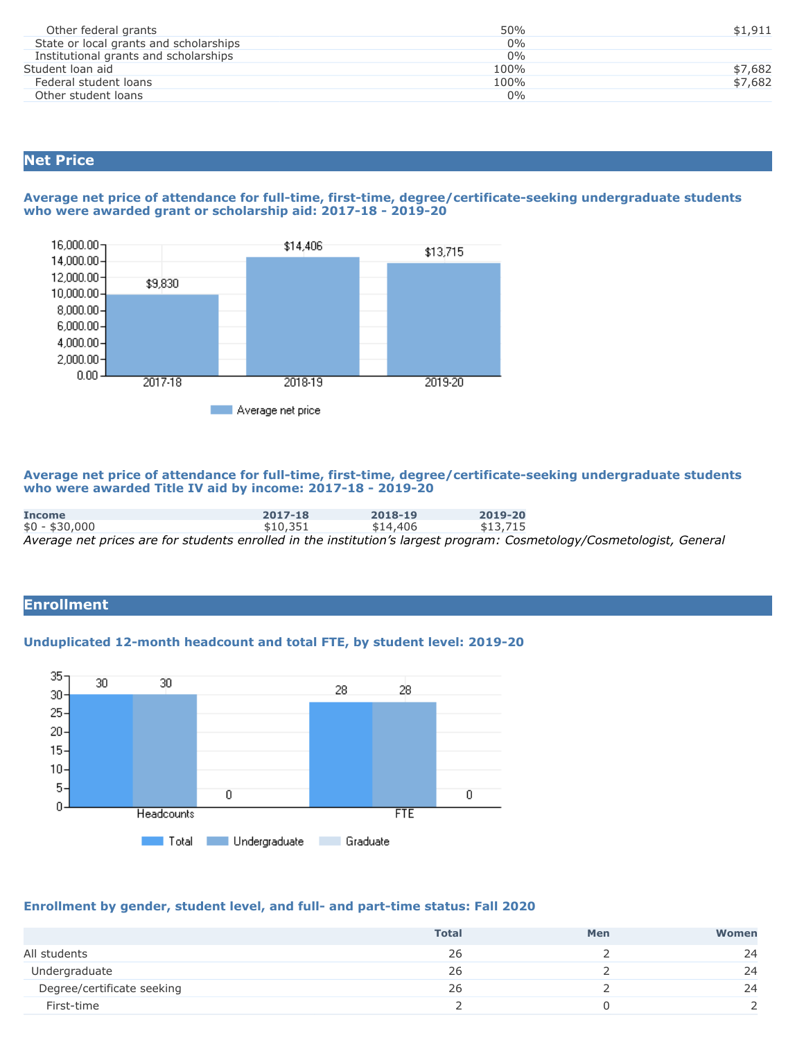| | | |
|---|---|---|
| Other federal grants | 50% | $1,911 |
| State or local grants and scholarships | 0% | |
| Institutional grants and scholarships | 0% | |
| Student loan aid | 100% | $7,682 |
| Federal student loans | 100% | $7,682 |
| Other student loans | 0% | |

## Net Price

### Average net price of attendance for full-time, first-time, degree/certificate-seeking undergraduate students who were awarded grant or scholarship aid: 2017-18 - 2019-20

| Year | Average net price |
|---|---|
| 2017-18 | $9,830 |
| 2018-19 | $14,406 |
| 2019-20 | $13,715 |

### Average net price of attendance for full-time, first-time, degree/certificate-seeking undergraduate students who were awarded Title IV aid by income: 2017-18 - 2019-20

| Income | 2017-18 | 2018-19 | 2019-20 |
|---|---|---|---|
| $0 - $30,000 | $10,351 | $14,406 | $13,715 |

*Average net prices are for students enrolled in the institution's largest program: Cosmetology/Cosmetologist, General*

## Enrollment

### Unduplicated 12-month headcount and total FTE, by student level: 2019-20

| | Total | Undergraduate | Graduate |
|---|---|---|---|
| Headcounts | 30 | 30 | 0 |
| FTE | 28 | 28 | 0 |

### Enrollment by gender, student level, and full- and part-time status: Fall 2020

| | Total | Men | Women |
|---|---|---|---|
| All students | 26 | 2 | 24 |
| Undergraduate | 26 | 2 | 24 |
| Degree/certificate seeking | 26 | 2 | 24 |
| First-time | 2 | 0 | 2 |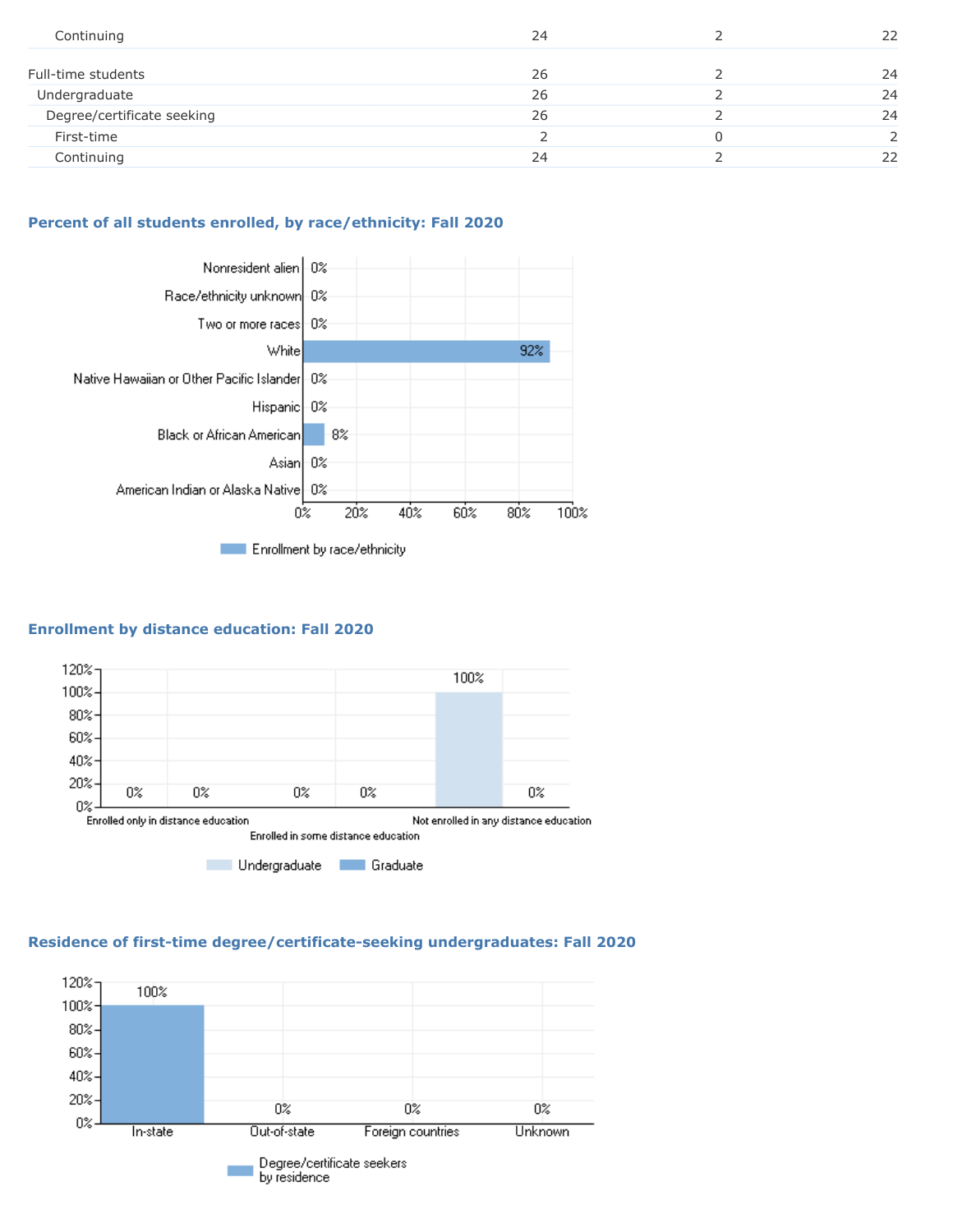| | | | |
|---|---|---|---|
| Continuing | 24 | 2 | 22 |
| Full-time students | 26 | 2 | 24 |
| Undergraduate | 26 | 2 | 24 |
| Degree/certificate seeking | 26 | 2 | 24 |
| First-time | 2 | 0 | 2 |
| Continuing | 24 | 2 | 22 |

### Percent of all students enrolled, by race/ethnicity: Fall 2020

| Race/ethnicity | Enrollment by race/ethnicity |
|---|---|
| Nonresident alien | 0% |
| Race/ethnicity unknown | 0% |
| Two or more races | 0% |
| White | 92% |
| Native Hawaiian or Other Pacific Islander | 0% |
| Hispanic | 0% |
| Black or African American | 8% |
| Asian | 0% |
| American Indian or Alaska Native | 0% |

### Enrollment by distance education: Fall 2020

| | Undergraduate | Graduate |
|---|---|---|
| Enrolled only in distance education | 0% | 0% |
| Enrolled in some distance education | 0% | 0% |
| Not enrolled in any distance education | 100% | 0% |

### Residence of first-time degree/certificate-seeking undergraduates: Fall 2020

| | Degree/certificate seekers by residence |
|---|---|
| In-state | 100% |
| Out-of-state | 0% |
| Foreign countries | 0% |
| Unknown | 0% |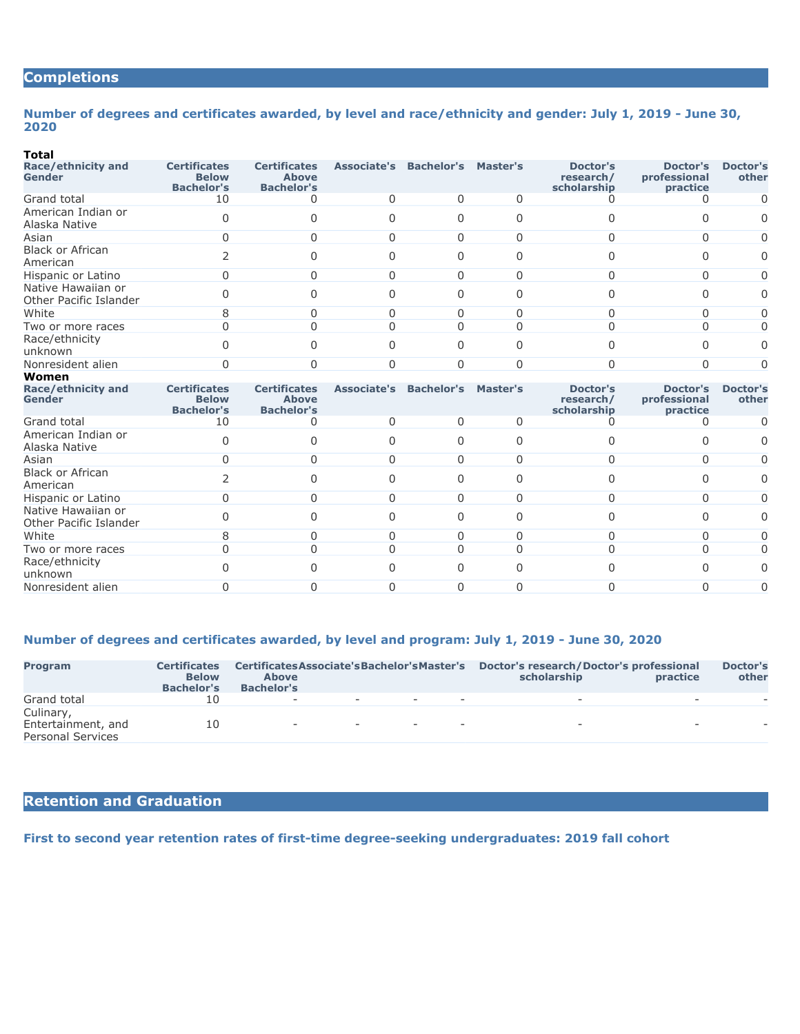## Completions

### Number of degrees and certificates awarded, by level and race/ethnicity and gender: July 1, 2019 - June 30, 2020

**Total**

| Race/ethnicity and Gender | Certificates Below Bachelor's | Certificates Above Bachelor's | Associate's | Bachelor's | Master's | Doctor's research/ scholarship | Doctor's professional practice | Doctor's other |
|---|---|---|---|---|---|---|---|---|
| Grand total | 10 | 0 | 0 | 0 | 0 | 0 | 0 | 0 |
| American Indian or Alaska Native | 0 | 0 | 0 | 0 | 0 | 0 | 0 | 0 |
| Asian | 0 | 0 | 0 | 0 | 0 | 0 | 0 | 0 |
| Black or African American | 2 | 0 | 0 | 0 | 0 | 0 | 0 | 0 |
| Hispanic or Latino | 0 | 0 | 0 | 0 | 0 | 0 | 0 | 0 |
| Native Hawaiian or Other Pacific Islander | 0 | 0 | 0 | 0 | 0 | 0 | 0 | 0 |
| White | 8 | 0 | 0 | 0 | 0 | 0 | 0 | 0 |
| Two or more races | 0 | 0 | 0 | 0 | 0 | 0 | 0 | 0 |
| Race/ethnicity unknown | 0 | 0 | 0 | 0 | 0 | 0 | 0 | 0 |
| Nonresident alien | 0 | 0 | 0 | 0 | 0 | 0 | 0 | 0 |

**Women**

| Race/ethnicity and Gender | Certificates Below Bachelor's | Certificates Above Bachelor's | Associate's | Bachelor's | Master's | Doctor's research/ scholarship | Doctor's professional practice | Doctor's other |
|---|---|---|---|---|---|---|---|---|
| Grand total | 10 | 0 | 0 | 0 | 0 | 0 | 0 | 0 |
| American Indian or Alaska Native | 0 | 0 | 0 | 0 | 0 | 0 | 0 | 0 |
| Asian | 0 | 0 | 0 | 0 | 0 | 0 | 0 | 0 |
| Black or African American | 2 | 0 | 0 | 0 | 0 | 0 | 0 | 0 |
| Hispanic or Latino | 0 | 0 | 0 | 0 | 0 | 0 | 0 | 0 |
| Native Hawaiian or Other Pacific Islander | 0 | 0 | 0 | 0 | 0 | 0 | 0 | 0 |
| White | 8 | 0 | 0 | 0 | 0 | 0 | 0 | 0 |
| Two or more races | 0 | 0 | 0 | 0 | 0 | 0 | 0 | 0 |
| Race/ethnicity unknown | 0 | 0 | 0 | 0 | 0 | 0 | 0 | 0 |
| Nonresident alien | 0 | 0 | 0 | 0 | 0 | 0 | 0 | 0 |

### Number of degrees and certificates awarded, by level and program: July 1, 2019 - June 30, 2020

| Program | Certificates Below Bachelor's | Certificates Above Bachelor's | Associate's | Bachelor's | Master's | Doctor's research/ scholarship | Doctor's professional practice | Doctor's other |
|---|---|---|---|---|---|---|---|---|
| Grand total | 10 | - | - | - | - | - | - | - |
| Culinary, Entertainment, and Personal Services | 10 | - | - | - | - | - | - | - |

## Retention and Graduation

### First to second year retention rates of first-time degree-seeking undergraduates: 2019 fall cohort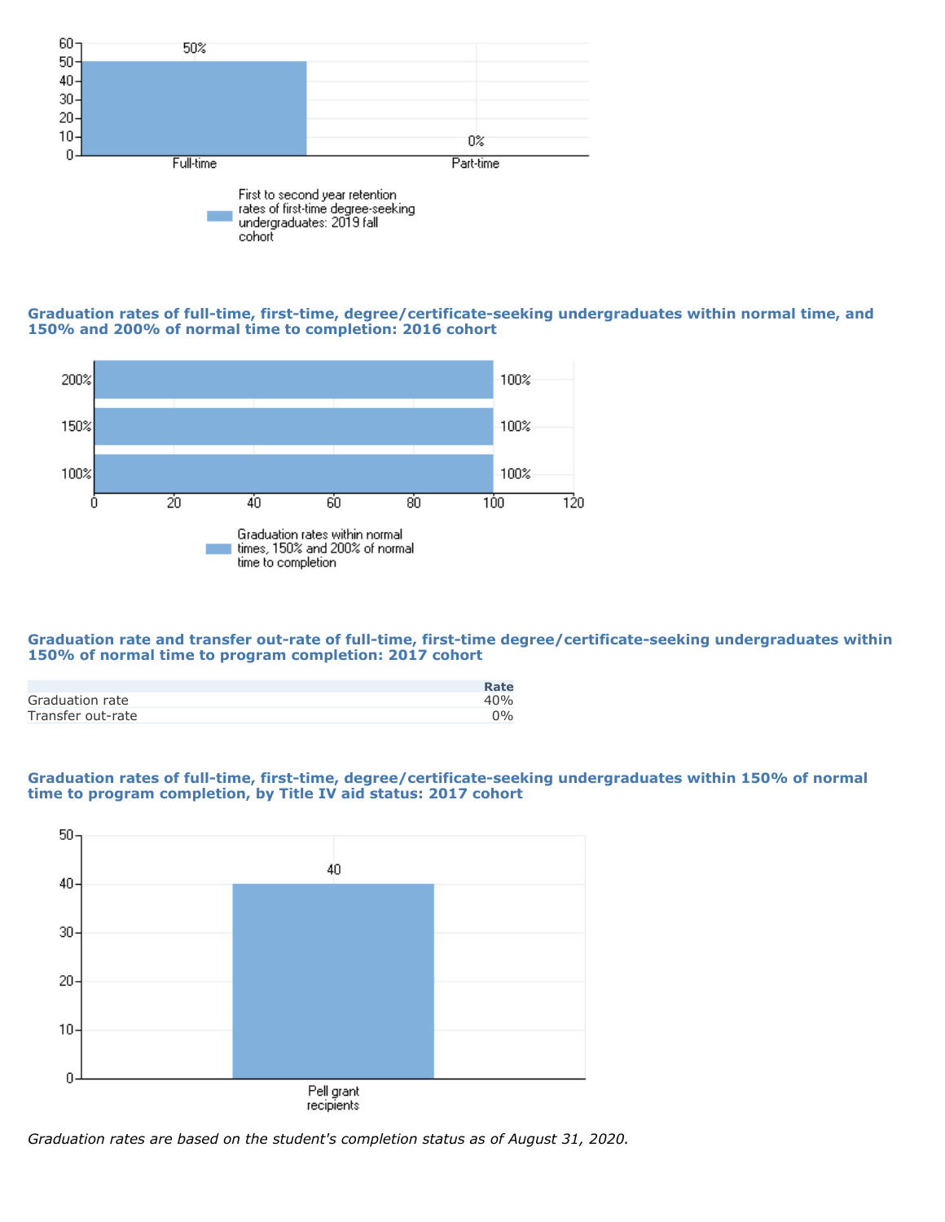| | First to second year retention rates of first-time degree-seeking undergraduates: 2019 fall cohort |
|---|---|
| Full-time | 50% |
| Part-time | 0% |

**Graduation rates of full-time, first-time, degree/certificate-seeking undergraduates within normal time, and 150% and 200% of normal time to completion: 2016 cohort**

| | Graduation rates within normal times, 150% and 200% of normal time to completion |
|---|---|
| 200% | 100% |
| 150% | 100% |
| 100% | 100% |

**Graduation rate and transfer out-rate of full-time, first-time degree/certificate-seeking undergraduates within 150% of normal time to program completion: 2017 cohort**

| | Rate |
|---|---|
| Graduation rate | 40% |
| Transfer out-rate | 0% |

**Graduation rates of full-time, first-time, degree/certificate-seeking undergraduates within 150% of normal time to program completion, by Title IV aid status: 2017 cohort**

| | Rate |
|---|---|
| Pell grant recipients | 40 |

*Graduation rates are based on the student's completion status as of August 31, 2020.*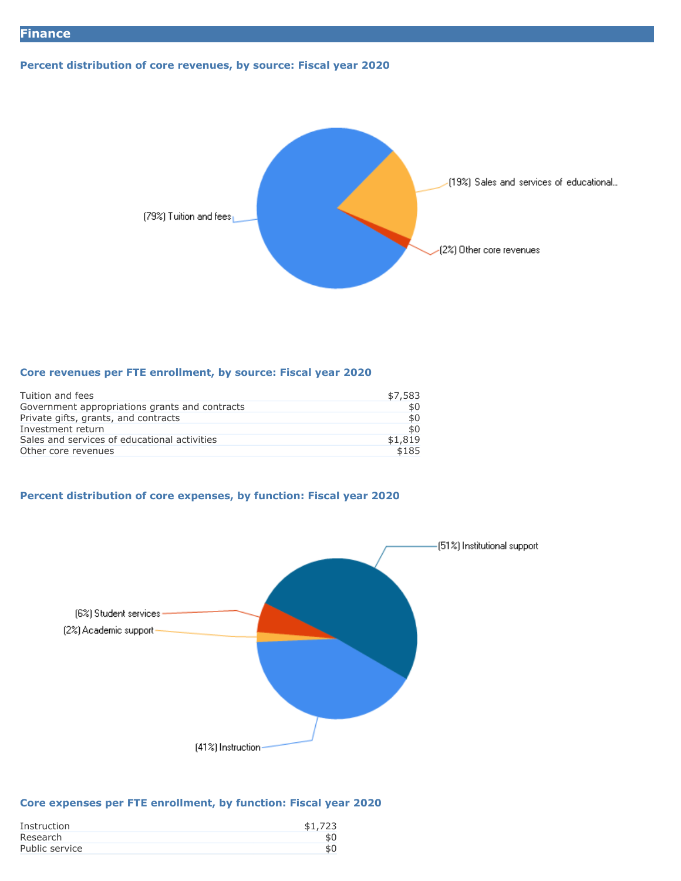## Finance

### Percent distribution of core revenues, by source: Fiscal year 2020

(79%) Tuition and fees

(19%) Sales and services of educational...

(2%) Other core revenues

### Core revenues per FTE enrollment, by source: Fiscal year 2020

| | |
|---|---|
| Tuition and fees | $7,583 |
| Government appropriations grants and contracts | $0 |
| Private gifts, grants, and contracts | $0 |
| Investment return | $0 |
| Sales and services of educational activities | $1,819 |
| Other core revenues | $185 |

### Percent distribution of core expenses, by function: Fiscal year 2020

(51%) Institutional support

(6%) Student services

(2%) Academic support

(41%) Instruction

### Core expenses per FTE enrollment, by function: Fiscal year 2020

| | |
|---|---|
| Instruction | $1,723 |
| Research | $0 |
| Public service | $0 |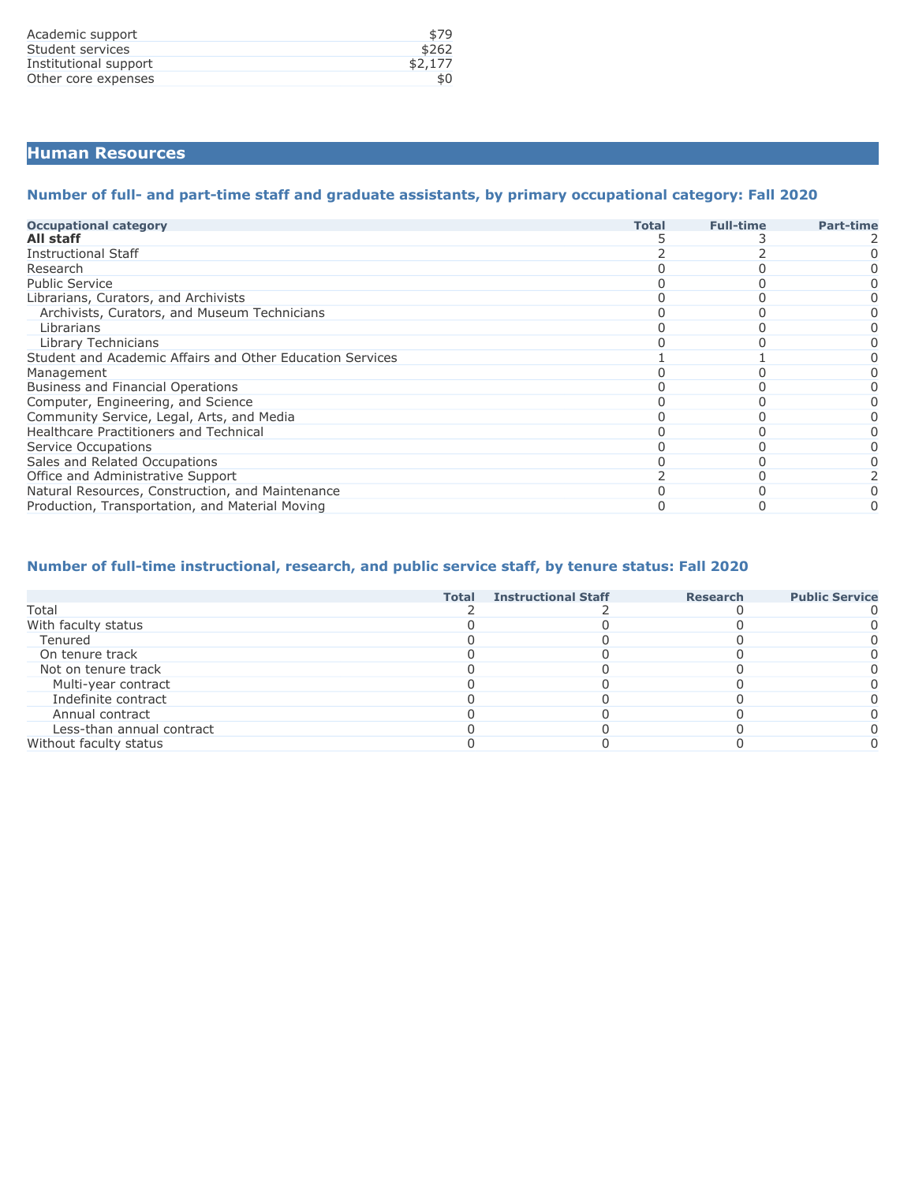| | |
|---|---|
| Academic support | $79 |
| Student services | $262 |
| Institutional support | $2,177 |
| Other core expenses | $0 |

## Human Resources

### Number of full- and part-time staff and graduate assistants, by primary occupational category: Fall 2020

| Occupational category | Total | Full-time | Part-time |
|---|---|---|---|
| **All staff** | 5 | 3 | 2 |
| Instructional Staff | 2 | 2 | 0 |
| Research | 0 | 0 | 0 |
| Public Service | 0 | 0 | 0 |
| Librarians, Curators, and Archivists | 0 | 0 | 0 |
| Archivists, Curators, and Museum Technicians | 0 | 0 | 0 |
| Librarians | 0 | 0 | 0 |
| Library Technicians | 0 | 0 | 0 |
| Student and Academic Affairs and Other Education Services | 1 | 1 | 0 |
| Management | 0 | 0 | 0 |
| Business and Financial Operations | 0 | 0 | 0 |
| Computer, Engineering, and Science | 0 | 0 | 0 |
| Community Service, Legal, Arts, and Media | 0 | 0 | 0 |
| Healthcare Practitioners and Technical | 0 | 0 | 0 |
| Service Occupations | 0 | 0 | 0 |
| Sales and Related Occupations | 0 | 0 | 0 |
| Office and Administrative Support | 2 | 0 | 2 |
| Natural Resources, Construction, and Maintenance | 0 | 0 | 0 |
| Production, Transportation, and Material Moving | 0 | 0 | 0 |

### Number of full-time instructional, research, and public service staff, by tenure status: Fall 2020

| | Total | Instructional Staff | Research | Public Service |
|---|---|---|---|---|
| Total | 2 | 2 | 0 | 0 |
| With faculty status | 0 | 0 | 0 | 0 |
| Tenured | 0 | 0 | 0 | 0 |
| On tenure track | 0 | 0 | 0 | 0 |
| Not on tenure track | 0 | 0 | 0 | 0 |
| Multi-year contract | 0 | 0 | 0 | 0 |
| Indefinite contract | 0 | 0 | 0 | 0 |
| Annual contract | 0 | 0 | 0 | 0 |
| Less-than annual contract | 0 | 0 | 0 | 0 |
| Without faculty status | 0 | 0 | 0 | 0 |